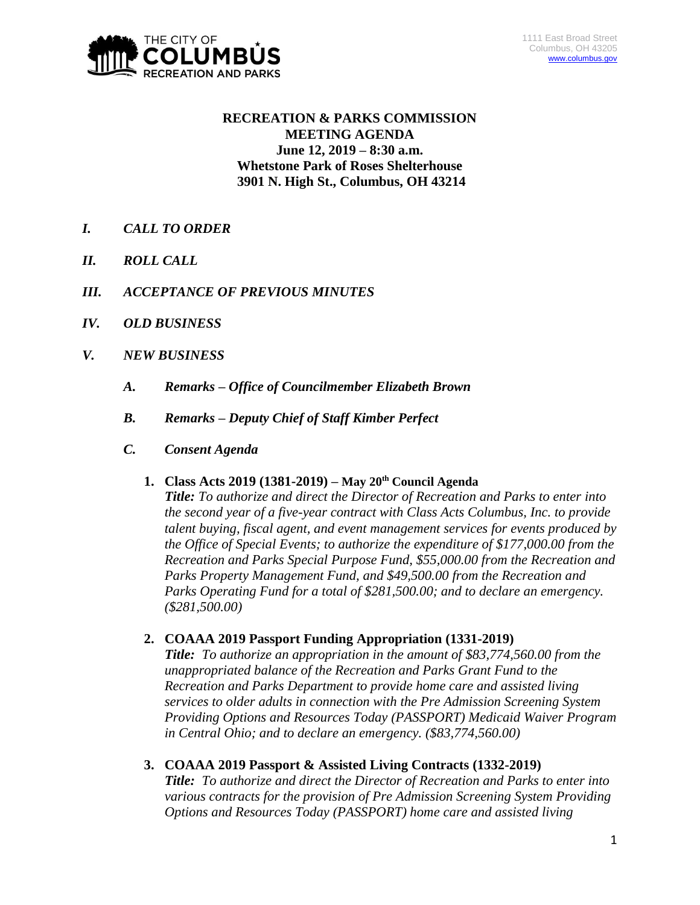THE CITY OF COLUMBUS RECREATION AND PARKS

1111 East Broad Street
Columbus, OH 43205
www.columbus.gov

**RECREATION & PARKS COMMISSION**
**MEETING AGENDA**
**June 12, 2019 – 8:30 a.m.**
**Whetstone Park of Roses Shelterhouse**
**3901 N. High St., Columbus, OH 43214**

## *I. CALL TO ORDER*

## *II. ROLL CALL*

## *III. ACCEPTANCE OF PREVIOUS MINUTES*

## *IV. OLD BUSINESS*

## *V. NEW BUSINESS*

### *A. Remarks – Office of Councilmember Elizabeth Brown*

### *B. Remarks – Deputy Chief of Staff Kimber Perfect*

### *C. Consent Agenda*

1. **Class Acts 2019 (1381-2019) – May 20th Council Agenda**
   ***Title:*** *To authorize and direct the Director of Recreation and Parks to enter into the second year of a five-year contract with Class Acts Columbus, Inc. to provide talent buying, fiscal agent, and event management services for events produced by the Office of Special Events; to authorize the expenditure of $177,000.00 from the Recreation and Parks Special Purpose Fund, $55,000.00 from the Recreation and Parks Property Management Fund, and $49,500.00 from the Recreation and Parks Operating Fund for a total of $281,500.00; and to declare an emergency. ($281,500.00)*

2. **COAAA 2019 Passport Funding Appropriation (1331-2019)**
   ***Title:*** *To authorize an appropriation in the amount of $83,774,560.00 from the unappropriated balance of the Recreation and Parks Grant Fund to the Recreation and Parks Department to provide home care and assisted living services to older adults in connection with the Pre Admission Screening System Providing Options and Resources Today (PASSPORT) Medicaid Waiver Program in Central Ohio; and to declare an emergency. ($83,774,560.00)*

3. **COAAA 2019 Passport & Assisted Living Contracts (1332-2019)**
   ***Title:*** *To authorize and direct the Director of Recreation and Parks to enter into various contracts for the provision of Pre Admission Screening System Providing Options and Resources Today (PASSPORT) home care and assisted living*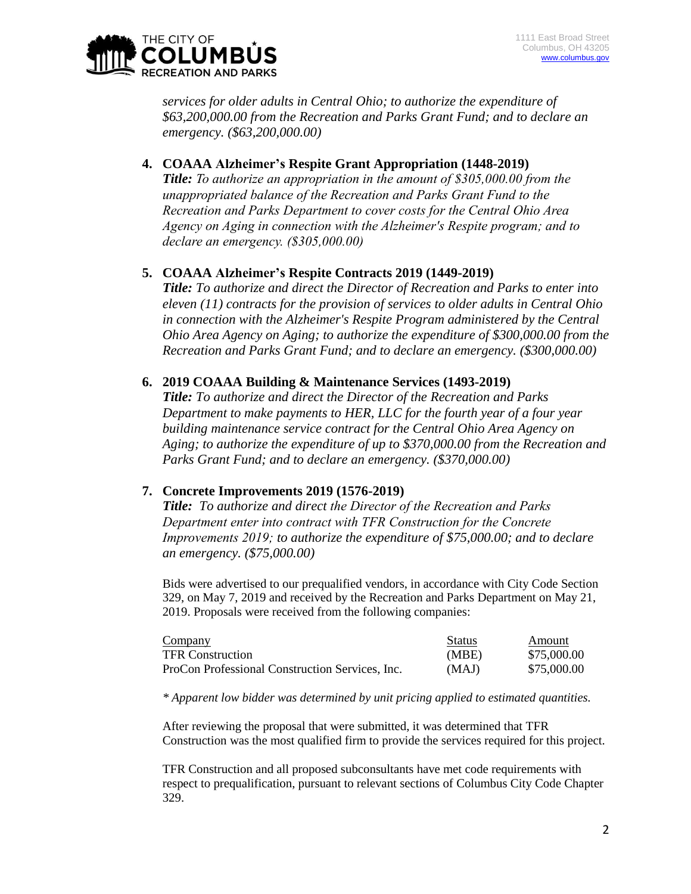*services for older adults in Central Ohio; to authorize the expenditure of $63,200,000.00 from the Recreation and Parks Grant Fund; and to declare an emergency. ($63,200,000.00)*

4. **COAAA Alzheimer's Respite Grant Appropriation (1448-2019)**
   ***Title:*** *To authorize an appropriation in the amount of $305,000.00 from the unappropriated balance of the Recreation and Parks Grant Fund to the Recreation and Parks Department to cover costs for the Central Ohio Area Agency on Aging in connection with the Alzheimer's Respite program; and to declare an emergency. ($305,000.00)*

5. **COAAA Alzheimer's Respite Contracts 2019 (1449-2019)**
   ***Title:*** *To authorize and direct the Director of Recreation and Parks to enter into eleven (11) contracts for the provision of services to older adults in Central Ohio in connection with the Alzheimer's Respite Program administered by the Central Ohio Area Agency on Aging; to authorize the expenditure of $300,000.00 from the Recreation and Parks Grant Fund; and to declare an emergency. ($300,000.00)*

6. **2019 COAAA Building & Maintenance Services (1493-2019)**
   ***Title:*** *To authorize and direct the Director of the Recreation and Parks Department to make payments to HER, LLC for the fourth year of a four year building maintenance service contract for the Central Ohio Area Agency on Aging; to authorize the expenditure of up to $370,000.00 from the Recreation and Parks Grant Fund; and to declare an emergency. ($370,000.00)*

7. **Concrete Improvements 2019 (1576-2019)**
   ***Title:*** *To authorize and direct the Director of the Recreation and Parks Department enter into contract with TFR Construction for the Concrete Improvements 2019; to authorize the expenditure of $75,000.00; and to declare an emergency. ($75,000.00)*

   Bids were advertised to our prequalified vendors, in accordance with City Code Section 329, on May 7, 2019 and received by the Recreation and Parks Department on May 21, 2019. Proposals were received from the following companies:

   | Company | Status | Amount |
   |---|---|---|
   | TFR Construction | (MBE) | $75,000.00 |
   | ProCon Professional Construction Services, Inc. | (MAJ) | $75,000.00 |

   *\* Apparent low bidder was determined by unit pricing applied to estimated quantities.*

   After reviewing the proposal that were submitted, it was determined that TFR Construction was the most qualified firm to provide the services required for this project.

   TFR Construction and all proposed subconsultants have met code requirements with respect to prequalification, pursuant to relevant sections of Columbus City Code Chapter 329.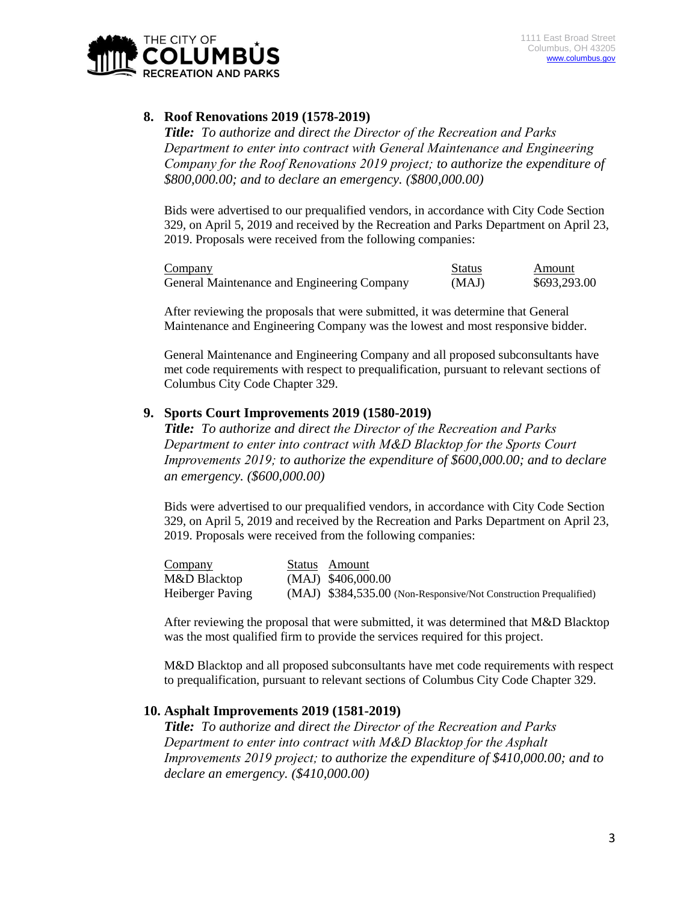## 8. Roof Renovations 2019 (1578-2019)

***Title:*** *To authorize and direct the Director of the Recreation and Parks Department to enter into contract with General Maintenance and Engineering Company for the Roof Renovations 2019 project; to authorize the expenditure of $800,000.00; and to declare an emergency. ($800,000.00)*

Bids were advertised to our prequalified vendors, in accordance with City Code Section 329, on April 5, 2019 and received by the Recreation and Parks Department on April 23, 2019. Proposals were received from the following companies:

| Company | Status | Amount |
|---|---|---|
| General Maintenance and Engineering Company | (MAJ) | $693,293.00 |

After reviewing the proposals that were submitted, it was determine that General Maintenance and Engineering Company was the lowest and most responsive bidder.

General Maintenance and Engineering Company and all proposed subconsultants have met code requirements with respect to prequalification, pursuant to relevant sections of Columbus City Code Chapter 329.

## 9. Sports Court Improvements 2019 (1580-2019)

***Title:*** *To authorize and direct the Director of the Recreation and Parks Department to enter into contract with M&D Blacktop for the Sports Court Improvements 2019; to authorize the expenditure of $600,000.00; and to declare an emergency. ($600,000.00)*

Bids were advertised to our prequalified vendors, in accordance with City Code Section 329, on April 5, 2019 and received by the Recreation and Parks Department on April 23, 2019. Proposals were received from the following companies:

| Company | Status | Amount |
|---|---|---|
| M&D Blacktop | (MAJ) | $406,000.00 |
| Heiberger Paving | (MAJ) | $384,535.00 (Non-Responsive/Not Construction Prequalified) |

After reviewing the proposal that were submitted, it was determined that M&D Blacktop was the most qualified firm to provide the services required for this project.

M&D Blacktop and all proposed subconsultants have met code requirements with respect to prequalification, pursuant to relevant sections of Columbus City Code Chapter 329.

## 10. Asphalt Improvements 2019 (1581-2019)

***Title:*** *To authorize and direct the Director of the Recreation and Parks Department to enter into contract with M&D Blacktop for the Asphalt Improvements 2019 project; to authorize the expenditure of $410,000.00; and to declare an emergency. ($410,000.00)*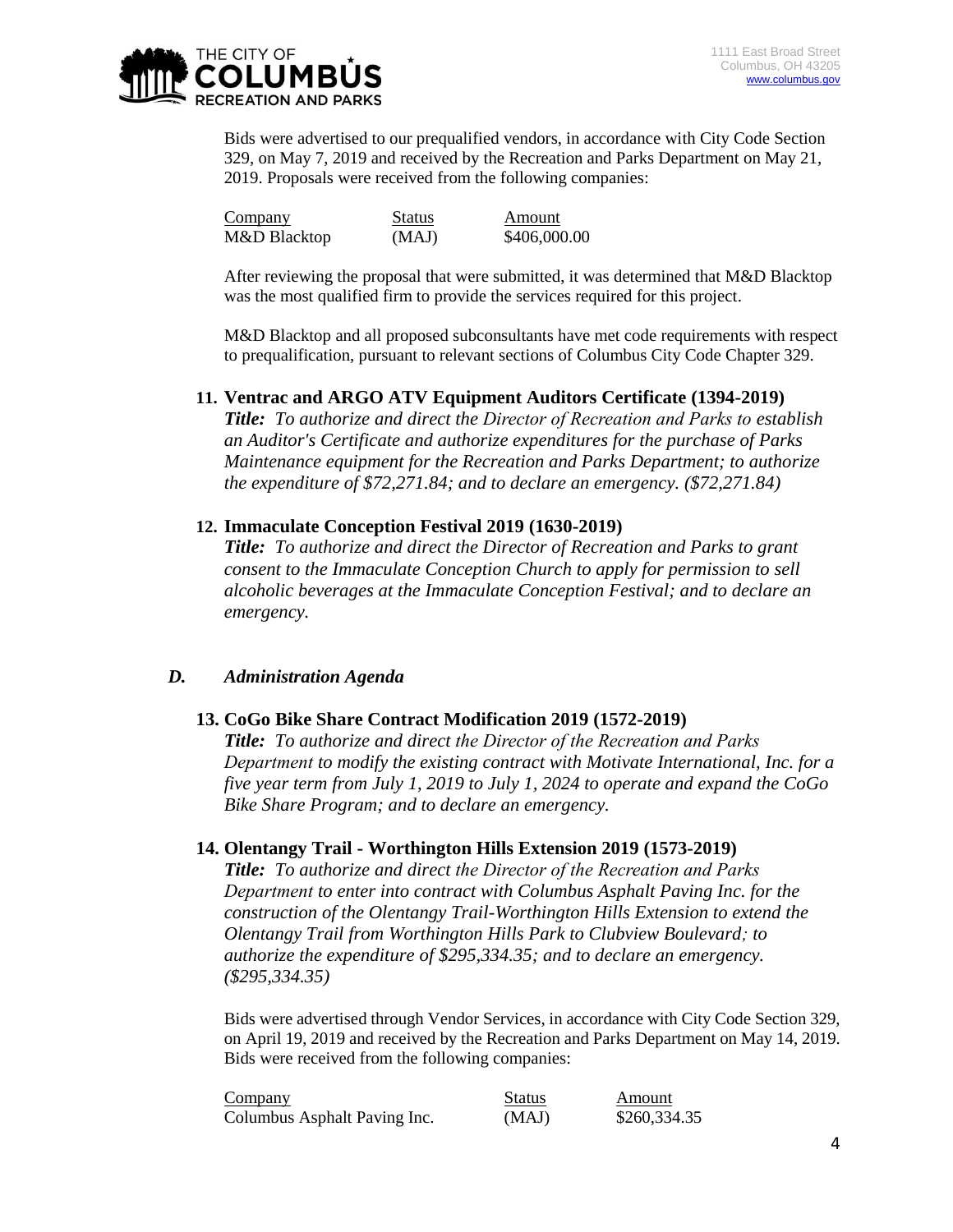Bids were advertised to our prequalified vendors, in accordance with City Code Section 329, on May 7, 2019 and received by the Recreation and Parks Department on May 21, 2019. Proposals were received from the following companies:

| Company | Status | Amount |
|---|---|---|
| M&D Blacktop | (MAJ) | $406,000.00 |

After reviewing the proposal that were submitted, it was determined that M&D Blacktop was the most qualified firm to provide the services required for this project.

M&D Blacktop and all proposed subconsultants have met code requirements with respect to prequalification, pursuant to relevant sections of Columbus City Code Chapter 329.

**11. Ventrac and ARGO ATV Equipment Auditors Certificate (1394-2019)**

***Title:*** *To authorize and direct the Director of Recreation and Parks to establish an Auditor's Certificate and authorize expenditures for the purchase of Parks Maintenance equipment for the Recreation and Parks Department; to authorize the expenditure of $72,271.84; and to declare an emergency. ($72,271.84)*

**12. Immaculate Conception Festival 2019 (1630-2019)**

***Title:*** *To authorize and direct the Director of Recreation and Parks to grant consent to the Immaculate Conception Church to apply for permission to sell alcoholic beverages at the Immaculate Conception Festival; and to declare an emergency.*

### *D. Administration Agenda*

**13. CoGo Bike Share Contract Modification 2019 (1572-2019)**

***Title:*** *To authorize and direct the Director of the Recreation and Parks Department to modify the existing contract with Motivate International, Inc. for a five year term from July 1, 2019 to July 1, 2024 to operate and expand the CoGo Bike Share Program; and to declare an emergency.*

**14. Olentangy Trail - Worthington Hills Extension 2019 (1573-2019)**

***Title:*** *To authorize and direct the Director of the Recreation and Parks Department to enter into contract with Columbus Asphalt Paving Inc. for the construction of the Olentangy Trail-Worthington Hills Extension to extend the Olentangy Trail from Worthington Hills Park to Clubview Boulevard; to authorize the expenditure of $295,334.35; and to declare an emergency. ($295,334.35)*

Bids were advertised through Vendor Services, in accordance with City Code Section 329, on April 19, 2019 and received by the Recreation and Parks Department on May 14, 2019. Bids were received from the following companies:

| Company | Status | Amount |
|---|---|---|
| Columbus Asphalt Paving Inc. | (MAJ) | $260,334.35 |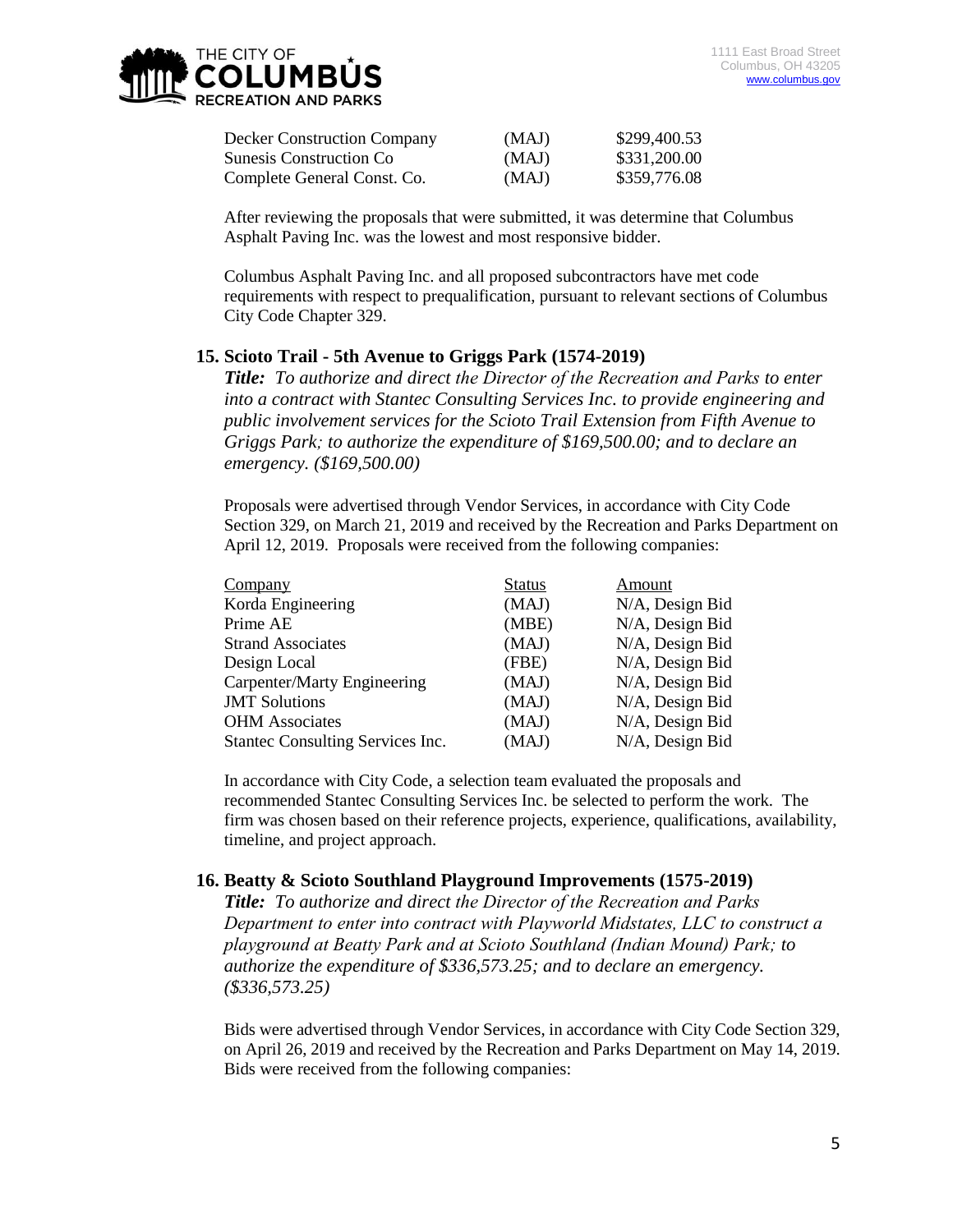| | | |
|---|---|---|
| Decker Construction Company | (MAJ) | \$299,400.53 |
| Sunesis Construction Co | (MAJ) | \$331,200.00 |
| Complete General Const. Co. | (MAJ) | \$359,776.08 |

After reviewing the proposals that were submitted, it was determine that Columbus Asphalt Paving Inc. was the lowest and most responsive bidder.

Columbus Asphalt Paving Inc. and all proposed subcontractors have met code requirements with respect to prequalification, pursuant to relevant sections of Columbus City Code Chapter 329.

### 15. Scioto Trail - 5th Avenue to Griggs Park (1574-2019)

***Title:*** *To authorize and direct the Director of the Recreation and Parks to enter into a contract with Stantec Consulting Services Inc. to provide engineering and public involvement services for the Scioto Trail Extension from Fifth Avenue to Griggs Park; to authorize the expenditure of \$169,500.00; and to declare an emergency. (\$169,500.00)*

Proposals were advertised through Vendor Services, in accordance with City Code Section 329, on March 21, 2019 and received by the Recreation and Parks Department on April 12, 2019. Proposals were received from the following companies:

| Company | Status | Amount |
|---|---|---|
| Korda Engineering | (MAJ) | N/A, Design Bid |
| Prime AE | (MBE) | N/A, Design Bid |
| Strand Associates | (MAJ) | N/A, Design Bid |
| Design Local | (FBE) | N/A, Design Bid |
| Carpenter/Marty Engineering | (MAJ) | N/A, Design Bid |
| JMT Solutions | (MAJ) | N/A, Design Bid |
| OHM Associates | (MAJ) | N/A, Design Bid |
| Stantec Consulting Services Inc. | (MAJ) | N/A, Design Bid |

In accordance with City Code, a selection team evaluated the proposals and recommended Stantec Consulting Services Inc. be selected to perform the work. The firm was chosen based on their reference projects, experience, qualifications, availability, timeline, and project approach.

### 16. Beatty & Scioto Southland Playground Improvements (1575-2019)

***Title:*** *To authorize and direct the Director of the Recreation and Parks Department to enter into contract with Playworld Midstates, LLC to construct a playground at Beatty Park and at Scioto Southland (Indian Mound) Park; to authorize the expenditure of \$336,573.25; and to declare an emergency. (\$336,573.25)*

Bids were advertised through Vendor Services, in accordance with City Code Section 329, on April 26, 2019 and received by the Recreation and Parks Department on May 14, 2019. Bids were received from the following companies: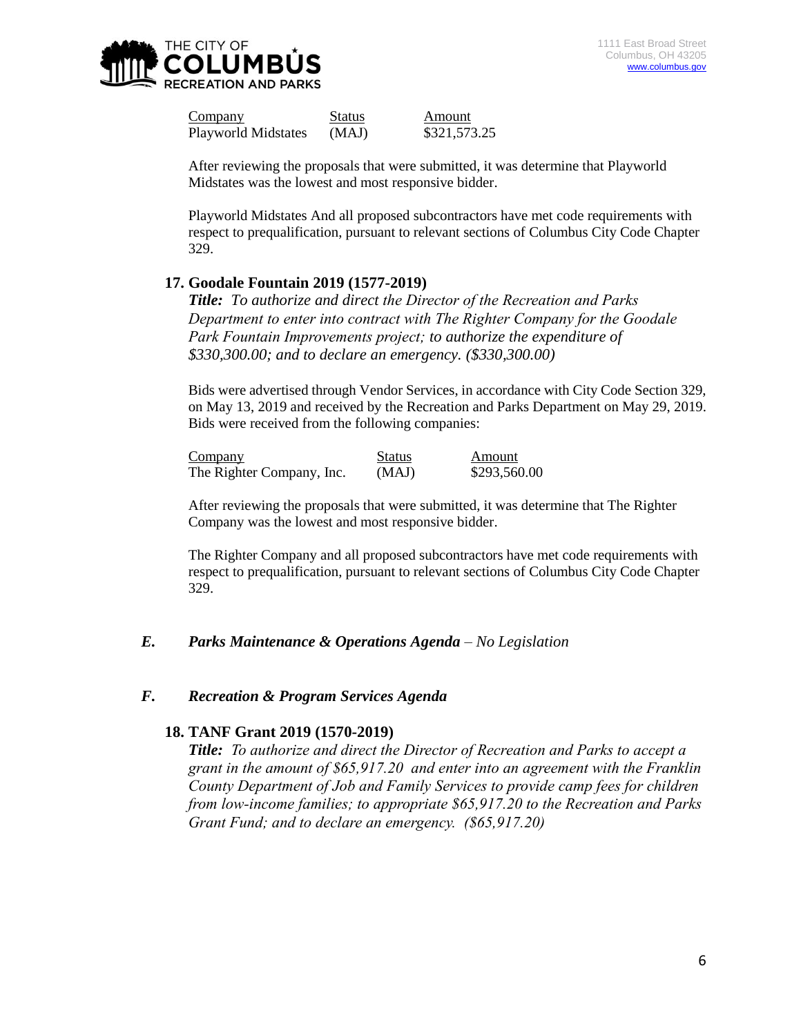| Company | Status | Amount |
| --- | --- | --- |
| Playworld Midstates | (MAJ) | $321,573.25 |

After reviewing the proposals that were submitted, it was determine that Playworld Midstates was the lowest and most responsive bidder.

Playworld Midstates And all proposed subcontractors have met code requirements with respect to prequalification, pursuant to relevant sections of Columbus City Code Chapter 329.

### 17. Goodale Fountain 2019 (1577-2019)

***Title:*** *To authorize and direct the Director of the Recreation and Parks Department to enter into contract with The Righter Company for the Goodale Park Fountain Improvements project; to authorize the expenditure of $330,300.00; and to declare an emergency. ($330,300.00)*

Bids were advertised through Vendor Services, in accordance with City Code Section 329, on May 13, 2019 and received by the Recreation and Parks Department on May 29, 2019. Bids were received from the following companies:

| Company | Status | Amount |
| --- | --- | --- |
| The Righter Company, Inc. | (MAJ) | $293,560.00 |

After reviewing the proposals that were submitted, it was determine that The Righter Company was the lowest and most responsive bidder.

The Righter Company and all proposed subcontractors have met code requirements with respect to prequalification, pursuant to relevant sections of Columbus City Code Chapter 329.

## *E. Parks Maintenance & Operations Agenda – No Legislation*

## *F. Recreation & Program Services Agenda*

### 18. TANF Grant 2019 (1570-2019)

***Title:*** *To authorize and direct the Director of Recreation and Parks to accept a grant in the amount of $65,917.20 and enter into an agreement with the Franklin County Department of Job and Family Services to provide camp fees for children from low-income families; to appropriate $65,917.20 to the Recreation and Parks Grant Fund; and to declare an emergency. ($65,917.20)*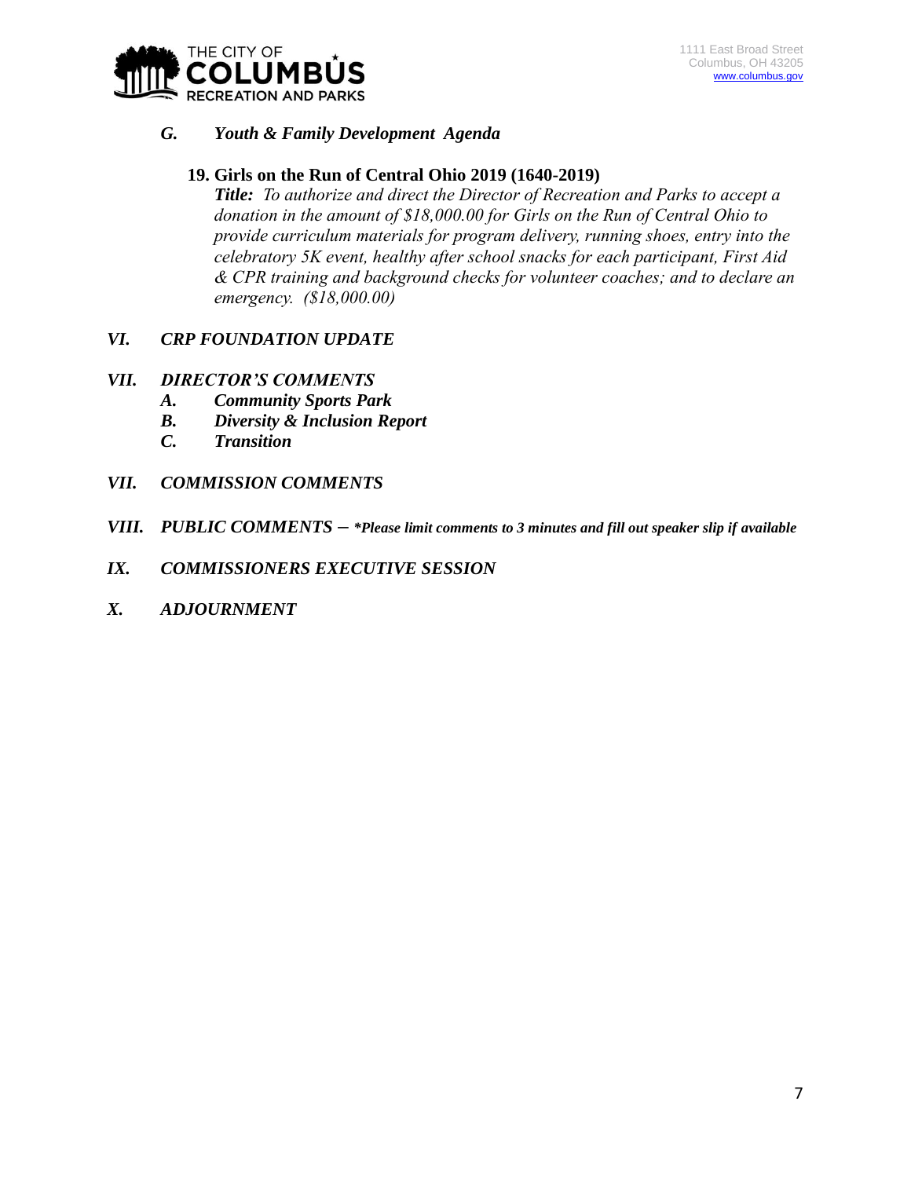THE CITY OF COLUMBUS RECREATION AND PARKS

1111 East Broad Street
Columbus, OH 43205
www.columbus.gov

### *G. Youth & Family Development Agenda*

**19. Girls on the Run of Central Ohio 2019 (1640-2019)**

***Title:*** *To authorize and direct the Director of Recreation and Parks to accept a donation in the amount of $18,000.00 for Girls on the Run of Central Ohio to provide curriculum materials for program delivery, running shoes, entry into the celebratory 5K event, healthy after school snacks for each participant, First Aid & CPR training and background checks for volunteer coaches; and to declare an emergency. ($18,000.00)*

## *VI. CRP FOUNDATION UPDATE*

## *VII. DIRECTOR'S COMMENTS*

- ***A. Community Sports Park***
- ***B. Diversity & Inclusion Report***
- ***C. Transition***

## *VII. COMMISSION COMMENTS*

## *VIII. PUBLIC COMMENTS – \*Please limit comments to 3 minutes and fill out speaker slip if available*

## *IX. COMMISSIONERS EXECUTIVE SESSION*

## *X. ADJOURNMENT*